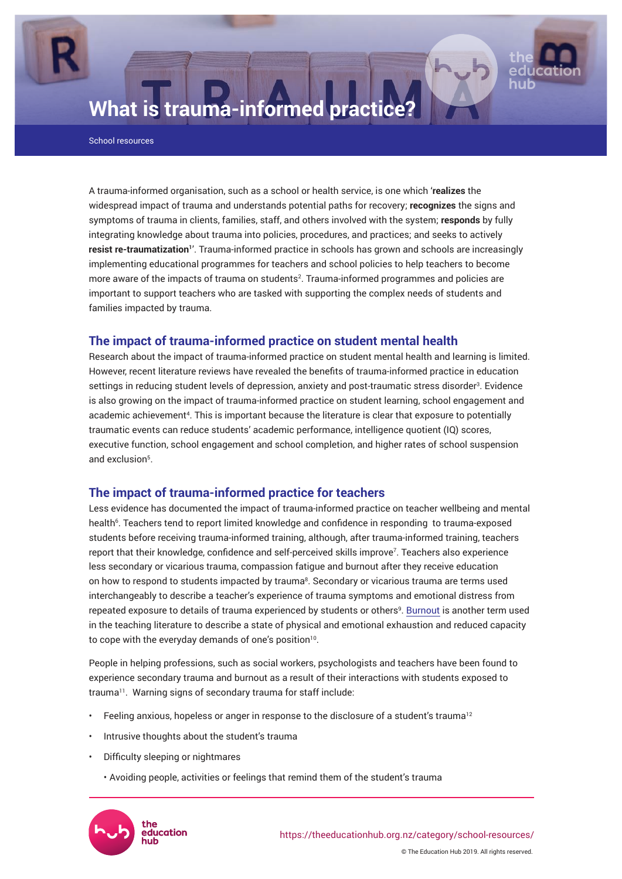# What is trauma-informed practice?

School resources

A trauma-informed organisation, such as a school or health service, is one which '**realizes** the widespread impact of trauma and understands potential paths for recovery; **recognizes** the signs and symptoms of trauma in clients, families, staff, and others involved with the system; **responds** by fully integrating knowledge about trauma into policies, procedures, and practices; and seeks to actively **resist re-traumatization**[1]'. Trauma-informed practice in schools has grown and schools are increasingly implementing educational programmes for teachers and school policies to help teachers to become more aware of the impacts of trauma on students[2]. Trauma-informed programmes and policies are important to support teachers who are tasked with supporting the complex needs of students and families impacted by trauma.

## The impact of trauma-informed practice on student mental health

Research about the impact of trauma-informed practice on student mental health and learning is limited. However, recent literature reviews have revealed the benefits of trauma-informed practice in education settings in reducing student levels of depression, anxiety and post-traumatic stress disorder[3]. Evidence is also growing on the impact of trauma-informed practice on student learning, school engagement and academic achievement[4]. This is important because the literature is clear that exposure to potentially traumatic events can reduce students' academic performance, intelligence quotient (IQ) scores, executive function, school engagement and school completion, and higher rates of school suspension and exclusion[5].

## The impact of trauma-informed practice for teachers

Less evidence has documented the impact of trauma-informed practice on teacher wellbeing and mental health[6]. Teachers tend to report limited knowledge and confidence in responding to trauma-exposed students before receiving trauma-informed training, although, after trauma-informed training, teachers report that their knowledge, confidence and self-perceived skills improve[7]. Teachers also experience less secondary or vicarious trauma, compassion fatigue and burnout after they receive education on how to respond to students impacted by trauma[8]. Secondary or vicarious trauma are terms used interchangeably to describe a teacher's experience of trauma symptoms and emotional distress from repeated exposure to details of trauma experienced by students or others[9]. Burnout is another term used in the teaching literature to describe a state of physical and emotional exhaustion and reduced capacity to cope with the everyday demands of one's position[10].

People in helping professions, such as social workers, psychologists and teachers have been found to experience secondary trauma and burnout as a result of their interactions with students exposed to trauma[11]. Warning signs of secondary trauma for staff include:

- Feeling anxious, hopeless or anger in response to the disclosure of a student's trauma[12]
- Intrusive thoughts about the student's trauma
- Difficulty sleeping or nightmares
- Avoiding people, activities or feelings that remind them of the student's trauma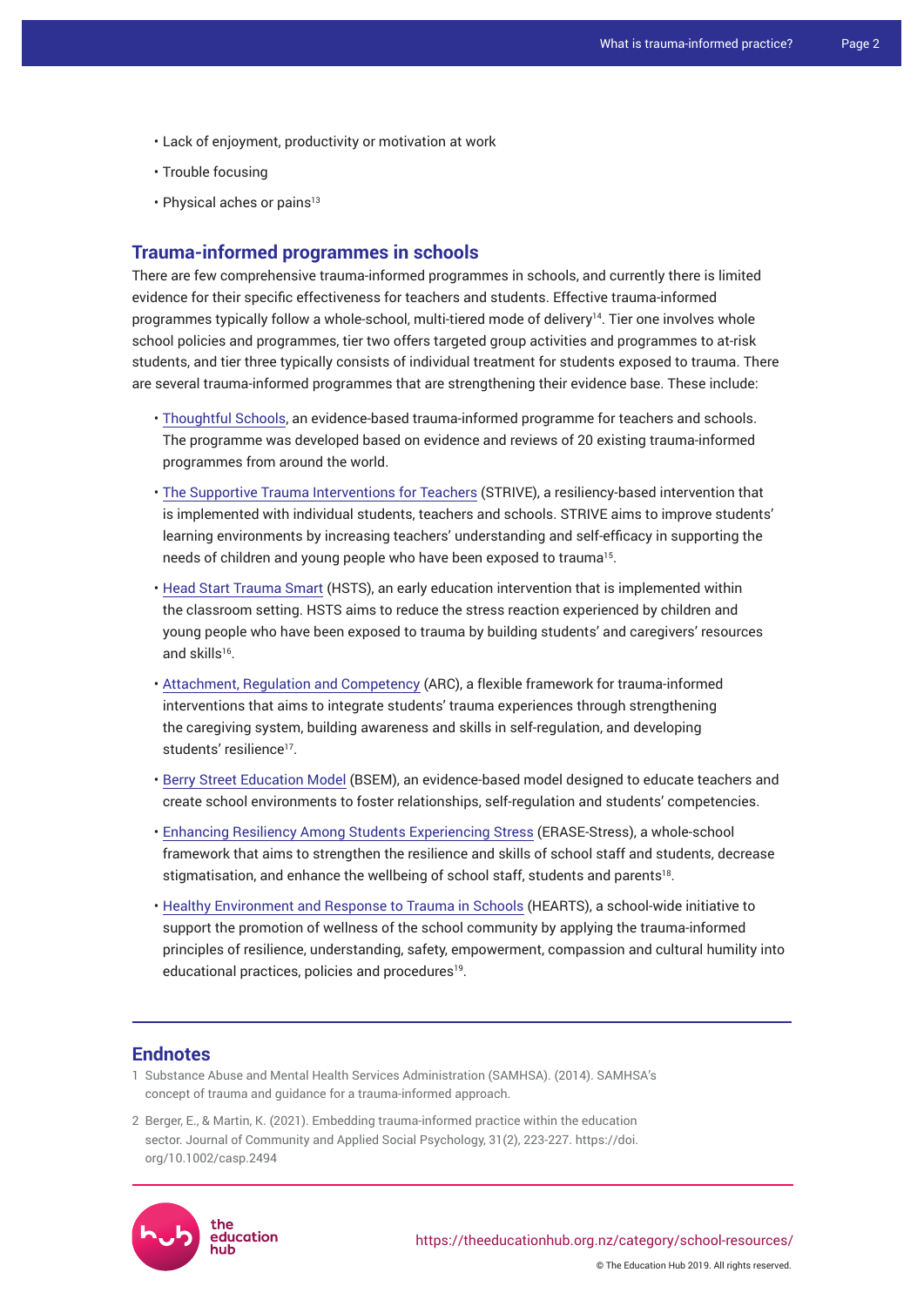- Lack of enjoyment, productivity or motivation at work
- Trouble focusing
- Physical aches or pains[13]

## Trauma-informed programmes in schools

There are few comprehensive trauma-informed programmes in schools, and currently there is limited evidence for their specific effectiveness for teachers and students. Effective trauma-informed programmes typically follow a whole-school, multi-tiered mode of delivery[14]. Tier one involves whole school policies and programmes, tier two offers targeted group activities and programmes to at-risk students, and tier three typically consists of individual treatment for students exposed to trauma. There are several trauma-informed programmes that are strengthening their evidence base. These include:

- Thoughtful Schools, an evidence-based trauma-informed programme for teachers and schools. The programme was developed based on evidence and reviews of 20 existing trauma-informed programmes from around the world.
- The Supportive Trauma Interventions for Teachers (STRIVE), a resiliency-based intervention that is implemented with individual students, teachers and schools. STRIVE aims to improve students' learning environments by increasing teachers' understanding and self-efficacy in supporting the needs of children and young people who have been exposed to trauma[15].
- Head Start Trauma Smart (HSTS), an early education intervention that is implemented within the classroom setting. HSTS aims to reduce the stress reaction experienced by children and young people who have been exposed to trauma by building students' and caregivers' resources and skills[16].
- Attachment, Regulation and Competency (ARC), a flexible framework for trauma-informed interventions that aims to integrate students' trauma experiences through strengthening the caregiving system, building awareness and skills in self-regulation, and developing students' resilience[17].
- Berry Street Education Model (BSEM), an evidence-based model designed to educate teachers and create school environments to foster relationships, self-regulation and students' competencies.
- Enhancing Resiliency Among Students Experiencing Stress (ERASE-Stress), a whole-school framework that aims to strengthen the resilience and skills of school staff and students, decrease stigmatisation, and enhance the wellbeing of school staff, students and parents[18].
- Healthy Environment and Response to Trauma in Schools (HEARTS), a school-wide initiative to support the promotion of wellness of the school community by applying the trauma-informed principles of resilience, understanding, safety, empowerment, compassion and cultural humility into educational practices, policies and procedures[19].

## Endnotes

1. Substance Abuse and Mental Health Services Administration (SAMHSA). (2014). SAMHSA's concept of trauma and guidance for a trauma-informed approach.
2. Berger, E., & Martin, K. (2021). Embedding trauma-informed practice within the education sector. Journal of Community and Applied Social Psychology, 31(2), 223-227. https://doi.org/10.1002/casp.2494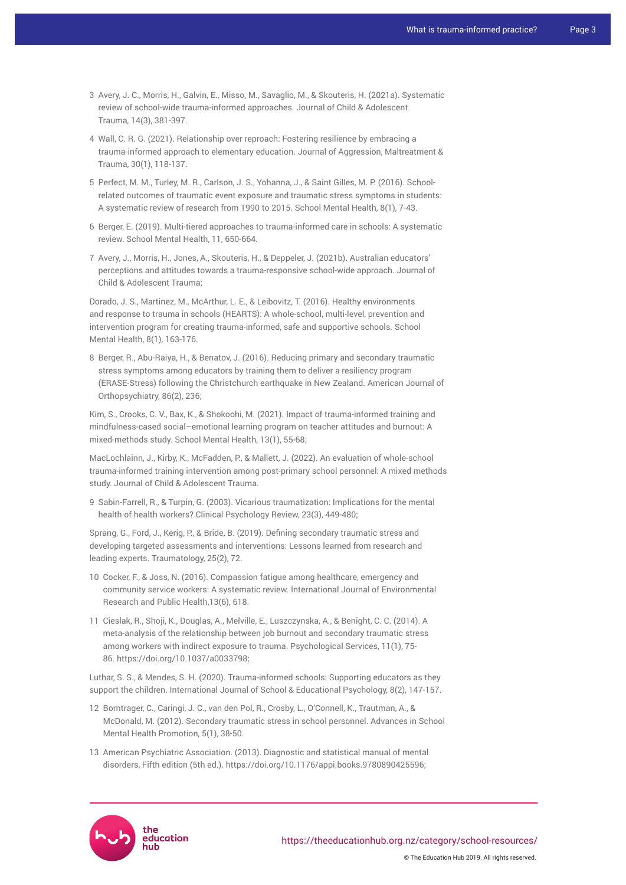3 Avery, J. C., Morris, H., Galvin, E., Misso, M., Savaglio, M., & Skouteris, H. (2021a). Systematic review of school-wide trauma-informed approaches. Journal of Child & Adolescent Trauma, 14(3), 381-397.

4 Wall, C. R. G. (2021). Relationship over reproach: Fostering resilience by embracing a trauma-informed approach to elementary education. Journal of Aggression, Maltreatment & Trauma, 30(1), 118-137.

5 Perfect, M. M., Turley, M. R., Carlson, J. S., Yohanna, J., & Saint Gilles, M. P. (2016). School-related outcomes of traumatic event exposure and traumatic stress symptoms in students: A systematic review of research from 1990 to 2015. School Mental Health, 8(1), 7-43.

6 Berger, E. (2019). Multi-tiered approaches to trauma-informed care in schools: A systematic review. School Mental Health, 11, 650-664.

7 Avery, J., Morris, H., Jones, A., Skouteris, H., & Deppeler, J. (2021b). Australian educators' perceptions and attitudes towards a trauma-responsive school-wide approach. Journal of Child & Adolescent Trauma;

Dorado, J. S., Martinez, M., McArthur, L. E., & Leibovitz, T. (2016). Healthy environments and response to trauma in schools (HEARTS): A whole-school, multi-level, prevention and intervention program for creating trauma-informed, safe and supportive schools. School Mental Health, 8(1), 163-176.

8 Berger, R., Abu-Raiya, H., & Benatov, J. (2016). Reducing primary and secondary traumatic stress symptoms among educators by training them to deliver a resiliency program (ERASE-Stress) following the Christchurch earthquake in New Zealand. American Journal of Orthopsychiatry, 86(2), 236;

Kim, S., Crooks, C. V., Bax, K., & Shokoohi, M. (2021). Impact of trauma-informed training and mindfulness-cased social–emotional learning program on teacher attitudes and burnout: A mixed-methods study. School Mental Health, 13(1), 55-68;

MacLochlainn, J., Kirby, K., McFadden, P., & Mallett, J. (2022). An evaluation of whole-school trauma-informed training intervention among post-primary school personnel: A mixed methods study. Journal of Child & Adolescent Trauma.

9 Sabin-Farrell, R., & Turpin, G. (2003). Vicarious traumatization: Implications for the mental health of health workers? Clinical Psychology Review, 23(3), 449-480;

Sprang, G., Ford, J., Kerig, P., & Bride, B. (2019). Defining secondary traumatic stress and developing targeted assessments and interventions: Lessons learned from research and leading experts. Traumatology, 25(2), 72.

10 Cocker, F., & Joss, N. (2016). Compassion fatigue among healthcare, emergency and community service workers: A systematic review. International Journal of Environmental Research and Public Health,13(6), 618.

11 Cieslak, R., Shoji, K., Douglas, A., Melville, E., Luszczynska, A., & Benight, C. C. (2014). A meta-analysis of the relationship between job burnout and secondary traumatic stress among workers with indirect exposure to trauma. Psychological Services, 11(1), 75-86. https://doi.org/10.1037/a0033798;

Luthar, S. S., & Mendes, S. H. (2020). Trauma-informed schools: Supporting educators as they support the children. International Journal of School & Educational Psychology, 8(2), 147-157.

12 Borntrager, C., Caringi, J. C., van den Pol, R., Crosby, L., O'Connell, K., Trautman, A., & McDonald, M. (2012). Secondary traumatic stress in school personnel. Advances in School Mental Health Promotion, 5(1), 38-50.

13 American Psychiatric Association. (2013). Diagnostic and statistical manual of mental disorders, Fifth edition (5th ed.). https://doi.org/10.1176/appi.books.9780890425596;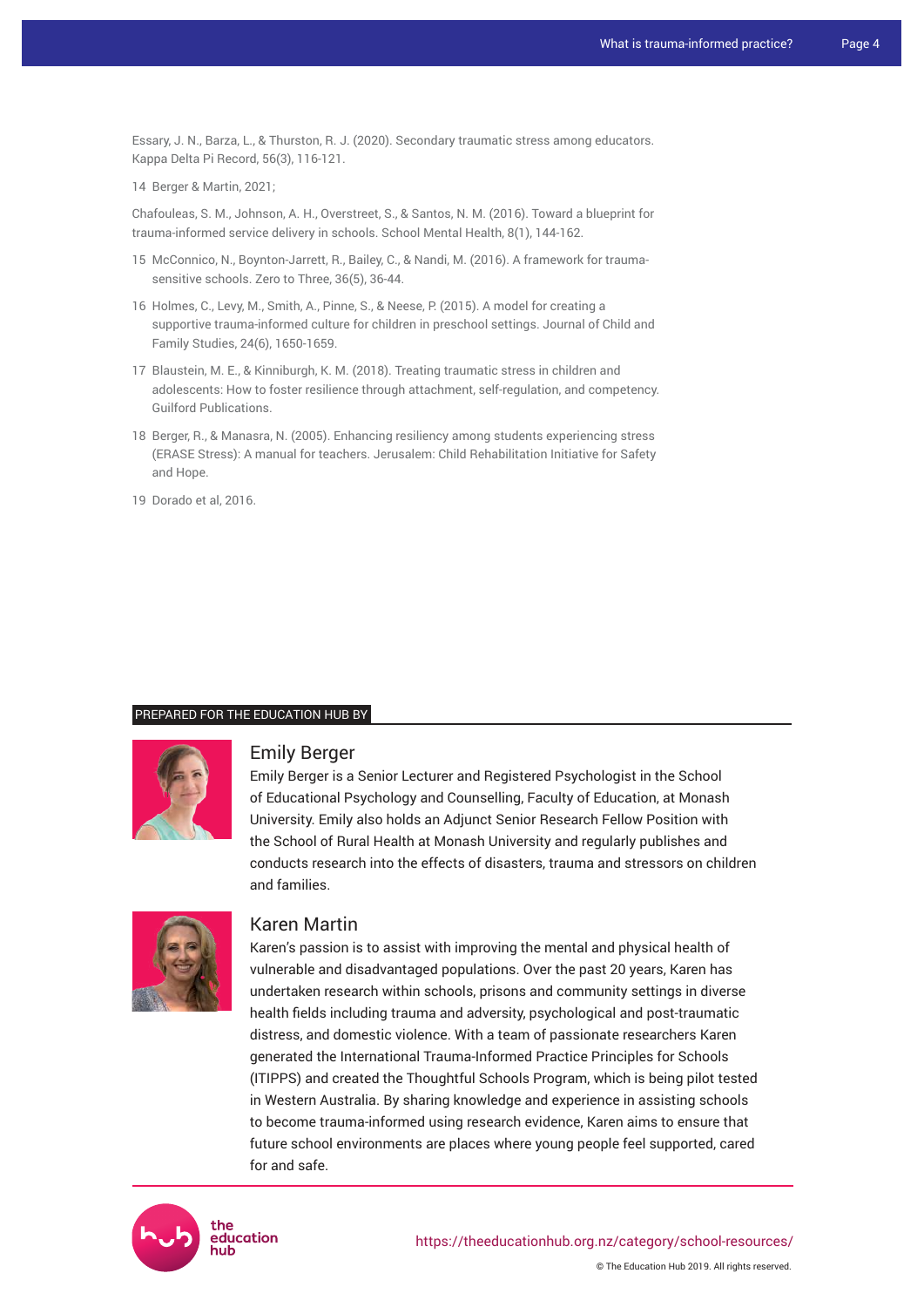Essary, J. N., Barza, L., & Thurston, R. J. (2020). Secondary traumatic stress among educators. Kappa Delta Pi Record, 56(3), 116-121.

14 Berger & Martin, 2021;

Chafouleas, S. M., Johnson, A. H., Overstreet, S., & Santos, N. M. (2016). Toward a blueprint for trauma-informed service delivery in schools. School Mental Health, 8(1), 144-162.

15 McConnico, N., Boynton-Jarrett, R., Bailey, C., & Nandi, M. (2016). A framework for trauma-sensitive schools. Zero to Three, 36(5), 36-44.

16 Holmes, C., Levy, M., Smith, A., Pinne, S., & Neese, P. (2015). A model for creating a supportive trauma-informed culture for children in preschool settings. Journal of Child and Family Studies, 24(6), 1650-1659.

17 Blaustein, M. E., & Kinniburgh, K. M. (2018). Treating traumatic stress in children and adolescents: How to foster resilience through attachment, self-regulation, and competency. Guilford Publications.

18 Berger, R., & Manasra, N. (2005). Enhancing resiliency among students experiencing stress (ERASE Stress): A manual for teachers. Jerusalem: Child Rehabilitation Initiative for Safety and Hope.

19 Dorado et al, 2016.

PREPARED FOR THE EDUCATION HUB BY

## Emily Berger

Emily Berger is a Senior Lecturer and Registered Psychologist in the School of Educational Psychology and Counselling, Faculty of Education, at Monash University. Emily also holds an Adjunct Senior Research Fellow Position with the School of Rural Health at Monash University and regularly publishes and conducts research into the effects of disasters, trauma and stressors on children and families.

## Karen Martin

Karen's passion is to assist with improving the mental and physical health of vulnerable and disadvantaged populations. Over the past 20 years, Karen has undertaken research within schools, prisons and community settings in diverse health fields including trauma and adversity, psychological and post-traumatic distress, and domestic violence. With a team of passionate researchers Karen generated the International Trauma-Informed Practice Principles for Schools (ITIPPS) and created the Thoughtful Schools Program, which is being pilot tested in Western Australia. By sharing knowledge and experience in assisting schools to become trauma-informed using research evidence, Karen aims to ensure that future school environments are places where young people feel supported, cared for and safe.

https://theeducationhub.org.nz/category/school-resources/

© The Education Hub 2019. All rights reserved.